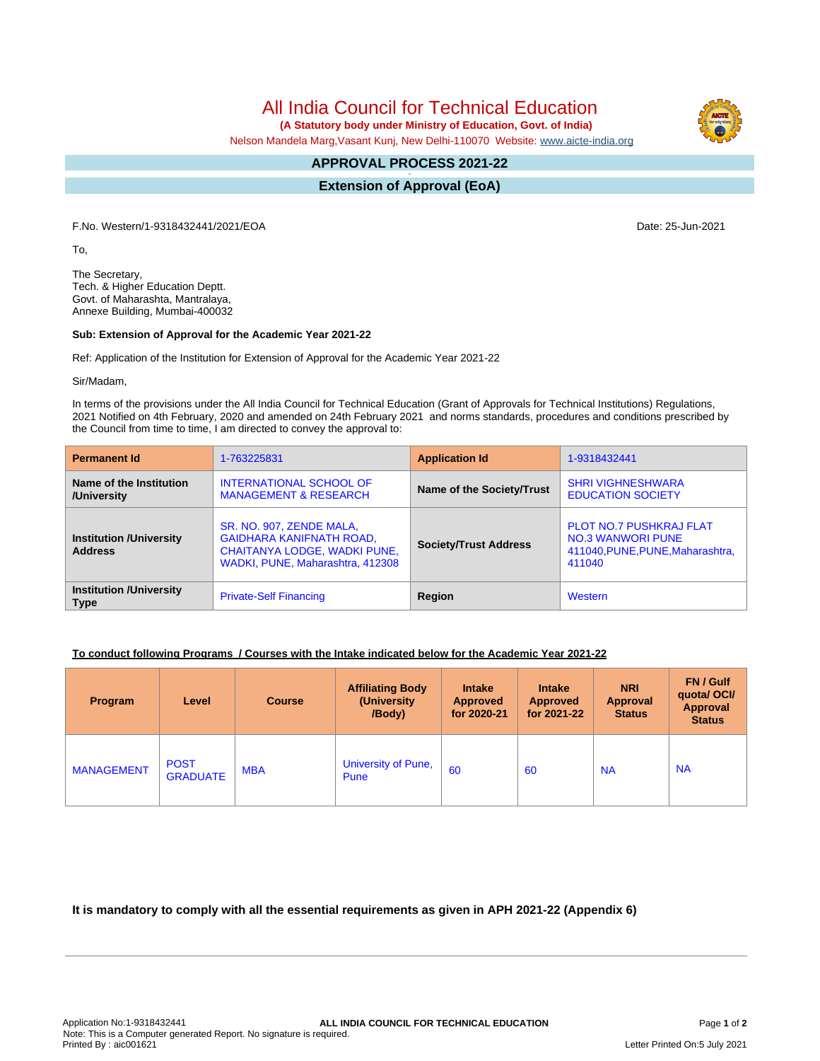# All India Council for Technical Education

**(A Statutory body under Ministry of Education, Govt. of India)**

Nelson Mandela Marg,Vasant Kunj, New Delhi-110070 Website: www.aicte-india.org

## APPROVAL PROCESS 2021-22

## Extension of Approval (EoA)

F.No. Western/1-9318432441/2021/EOA

Date: 25-Jun-2021

To,

The Secretary,
Tech. & Higher Education Deptt.
Govt. of Maharashta, Mantralaya,
Annexe Building, Mumbai-400032

**Sub: Extension of Approval for the Academic Year 2021-22**

Ref: Application of the Institution for Extension of Approval for the Academic Year 2021-22

Sir/Madam,

In terms of the provisions under the All India Council for Technical Education (Grant of Approvals for Technical Institutions) Regulations, 2021 Notified on 4th February, 2020 and amended on 24th February 2021 and norms standards, procedures and conditions prescribed by the Council from time to time, I am directed to convey the approval to:

| **Permanent Id** | 1-763225831 | **Application Id** | 1-9318432441 |
|---|---|---|---|
| **Name of the Institution /University** | INTERNATIONAL SCHOOL OF MANAGEMENT & RESEARCH | **Name of the Society/Trust** | SHRI VIGHNESHWARA EDUCATION SOCIETY |
| **Institution /University Address** | SR. NO. 907, ZENDE MALA, GAIDHARA KANIFNATH ROAD, CHAITANYA LODGE, WADKI PUNE, WADKI, PUNE, Maharashtra, 412308 | **Society/Trust Address** | PLOT NO.7 PUSHKRAJ FLAT NO.3 WANWORI PUNE 411040,PUNE,PUNE,Maharashtra, 411040 |
| **Institution /University Type** | Private-Self Financing | **Region** | Western |

**To conduct following Programs / Courses with the Intake indicated below for the Academic Year 2021-22**

| Program | Level | Course | Affiliating Body (University /Body) | Intake Approved for 2020-21 | Intake Approved for 2021-22 | NRI Approval Status | FN / Gulf quota/ OCI/ Approval Status |
|---|---|---|---|---|---|---|---|
| MANAGEMENT | POST GRADUATE | MBA | University of Pune, Pune | 60 | 60 | NA | NA |

**It is mandatory to comply with all the essential requirements as given in APH 2021-22 (Appendix 6)**

Application No:1-9318432441
Note: This is a Computer generated Report. No signature is required.
Printed By : aic001621

Letter Printed On:5 July 2021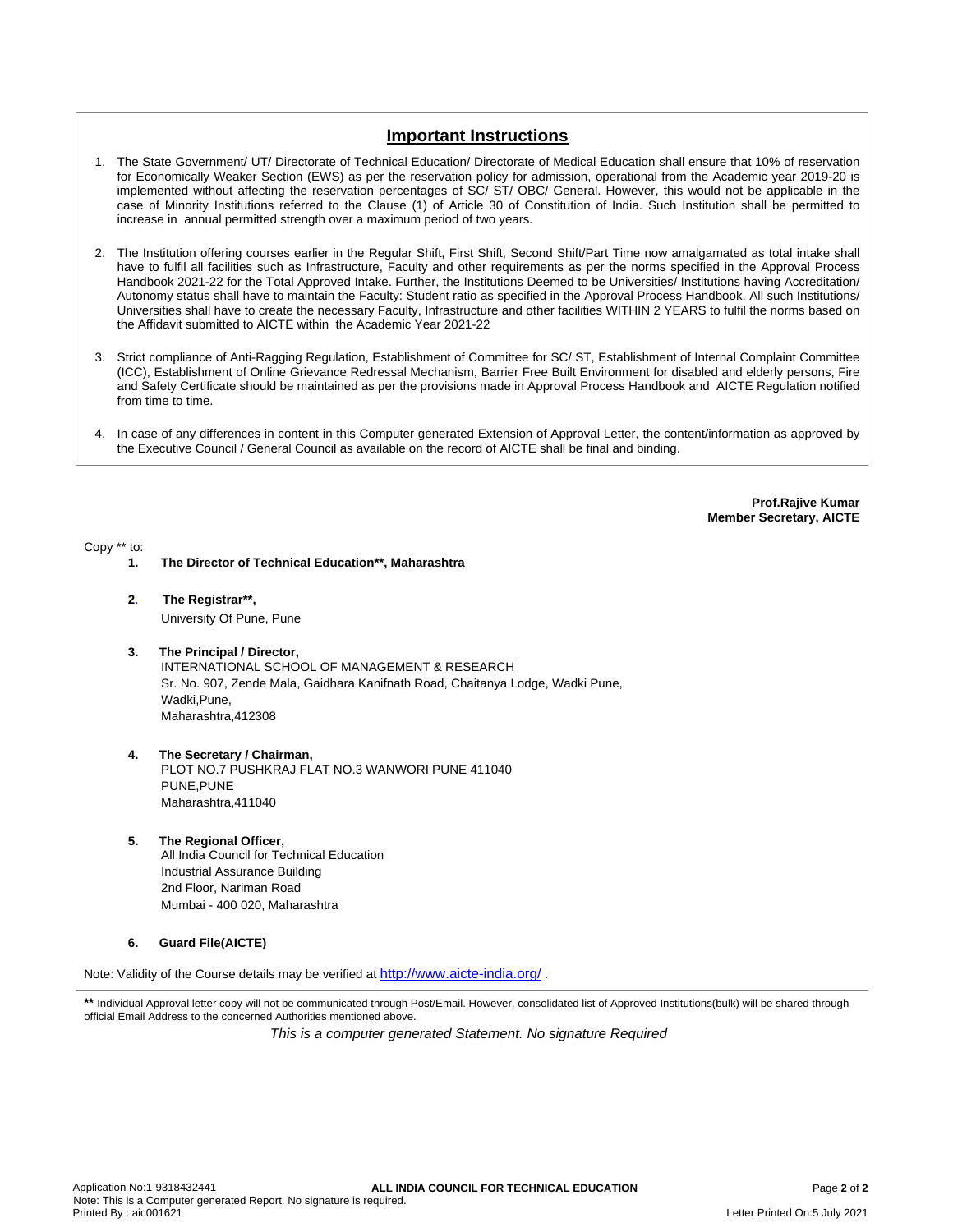## Important Instructions

1. The State Government/ UT/ Directorate of Technical Education/ Directorate of Medical Education shall ensure that 10% of reservation for Economically Weaker Section (EWS) as per the reservation policy for admission, operational from the Academic year 2019-20 is implemented without affecting the reservation percentages of SC/ ST/ OBC/ General. However, this would not be applicable in the case of Minority Institutions referred to the Clause (1) of Article 30 of Constitution of India. Such Institution shall be permitted to increase in annual permitted strength over a maximum period of two years.

2. The Institution offering courses earlier in the Regular Shift, First Shift, Second Shift/Part Time now amalgamated as total intake shall have to fulfil all facilities such as Infrastructure, Faculty and other requirements as per the norms specified in the Approval Process Handbook 2021-22 for the Total Approved Intake. Further, the Institutions Deemed to be Universities/ Institutions having Accreditation/ Autonomy status shall have to maintain the Faculty: Student ratio as specified in the Approval Process Handbook. All such Institutions/ Universities shall have to create the necessary Faculty, Infrastructure and other facilities WITHIN 2 YEARS to fulfil the norms based on the Affidavit submitted to AICTE within the Academic Year 2021-22

3. Strict compliance of Anti-Ragging Regulation, Establishment of Committee for SC/ ST, Establishment of Internal Complaint Committee (ICC), Establishment of Online Grievance Redressal Mechanism, Barrier Free Built Environment for disabled and elderly persons, Fire and Safety Certificate should be maintained as per the provisions made in Approval Process Handbook and AICTE Regulation notified from time to time.

4. In case of any differences in content in this Computer generated Extension of Approval Letter, the content/information as approved by the Executive Council / General Council as available on the record of AICTE shall be final and binding.

**Prof.Rajive Kumar**
**Member Secretary, AICTE**

Copy ** to:

1. **The Director of Technical Education**, Maharashtra**

2. **The Registrar****,
   University Of Pune, Pune

3. **The Principal / Director,**
   INTERNATIONAL SCHOOL OF MANAGEMENT & RESEARCH
   Sr. No. 907, Zende Mala, Gaidhara Kanifnath Road, Chaitanya Lodge, Wadki Pune,
   Wadki,Pune,
   Maharashtra,412308

4. **The Secretary / Chairman,**
   PLOT NO.7 PUSHKRAJ FLAT NO.3 WANWORI PUNE 411040
   PUNE,PUNE
   Maharashtra,411040

5. **The Regional Officer,**
   All India Council for Technical Education
   Industrial Assurance Building
   2nd Floor, Nariman Road
   Mumbai - 400 020, Maharashtra

6. **Guard File(AICTE)**

Note: Validity of the Course details may be verified at http://www.aicte-india.org/ .

**\*\*** Individual Approval letter copy will not be communicated through Post/Email. However, consolidated list of Approved Institutions(bulk) will be shared through official Email Address to the concerned Authorities mentioned above.

*This is a computer generated Statement. No signature Required*

Application No:1-9318432441
Note: This is a Computer generated Report. No signature is required.
Printed By : aic001621

Letter Printed On:5 July 2021